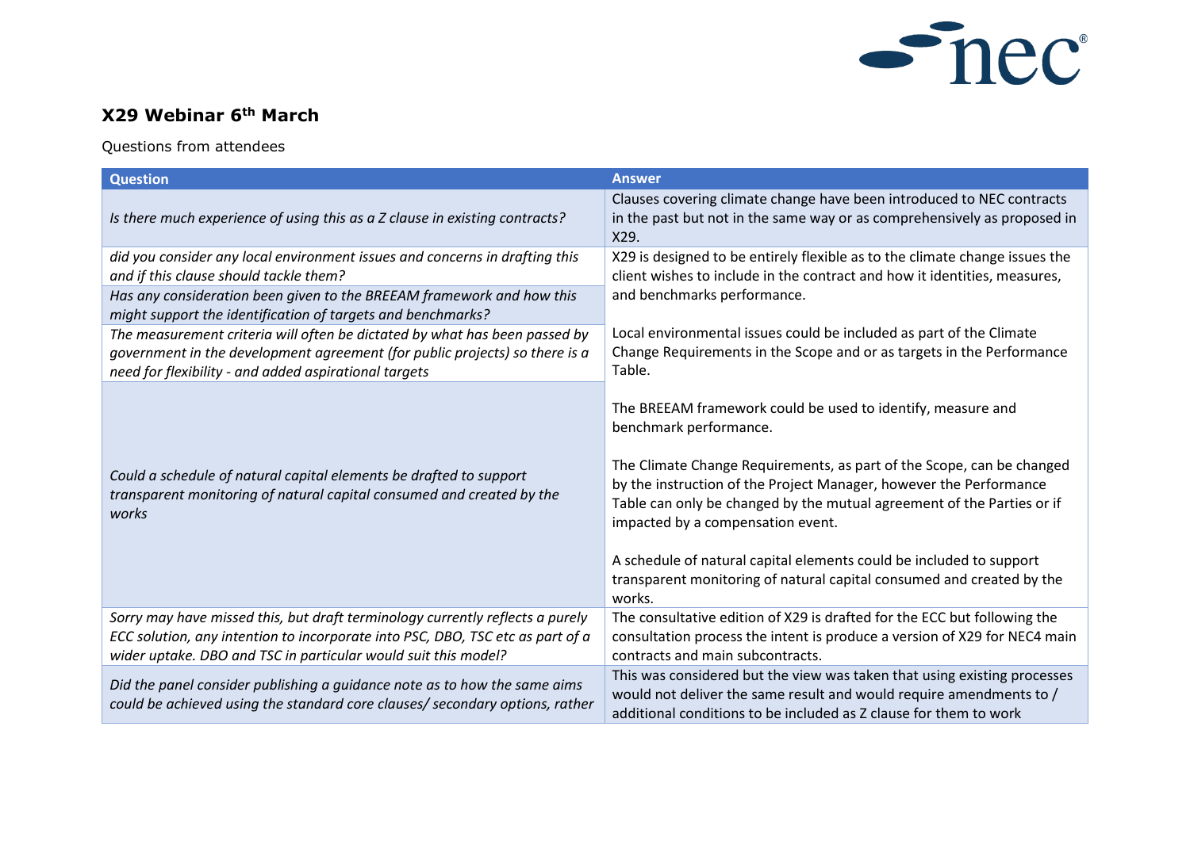## X29 Webinar 6th March

Questions from attendees

| Question | Answer |
| --- | --- |
| *Is there much experience of using this as a Z clause in existing contracts?* | Clauses covering climate change have been introduced to NEC contracts in the past but not in the same way or as comprehensively as proposed in X29. |
| *did you consider any local environment issues and concerns in drafting this and if this clause should tackle them?* | X29 is designed to be entirely flexible as to the climate change issues the client wishes to include in the contract and how it identities, measures, and benchmarks performance.<br><br>Local environmental issues could be included as part of the Climate Change Requirements in the Scope and or as targets in the Performance Table.<br><br>The BREEAM framework could be used to identify, measure and benchmark performance.<br><br>The Climate Change Requirements, as part of the Scope, can be changed by the instruction of the Project Manager, however the Performance Table can only be changed by the mutual agreement of the Parties or if impacted by a compensation event.<br><br>A schedule of natural capital elements could be included to support transparent monitoring of natural capital consumed and created by the works. |
| *Has any consideration been given to the BREEAM framework and how this might support the identification of targets and benchmarks?* | |
| *The measurement criteria will often be dictated by what has been passed by government in the development agreement (for public projects) so there is a need for flexibility - and added aspirational targets* | |
| *Could a schedule of natural capital elements be drafted to support transparent monitoring of natural capital consumed and created by the works* | |
| *Sorry may have missed this, but draft terminology currently reflects a purely ECC solution, any intention to incorporate into PSC, DBO, TSC etc as part of a wider uptake. DBO and TSC in particular would suit this model?* | The consultative edition of X29 is drafted for the ECC but following the consultation process the intent is produce a version of X29 for NEC4 main contracts and main subcontracts. |
| *Did the panel consider publishing a guidance note as to how the same aims could be achieved using the standard core clauses/ secondary options, rather* | This was considered but the view was taken that using existing processes would not deliver the same result and would require amendments to / additional conditions to be included as Z clause for them to work |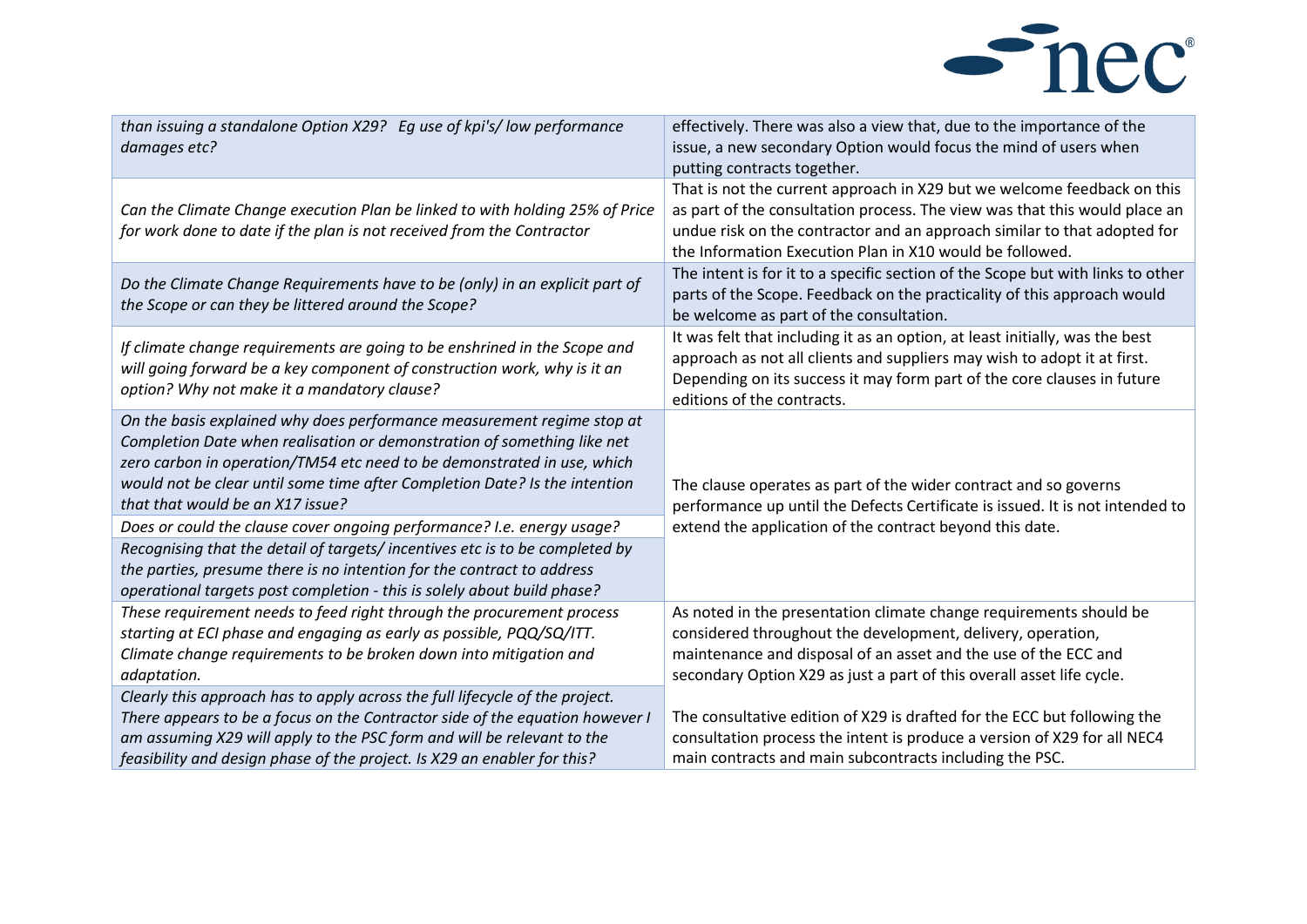| | |
|---|---|
| *than issuing a standalone Option X29? Eg use of kpi's/ low performance damages etc?* | effectively. There was also a view that, due to the importance of the issue, a new secondary Option would focus the mind of users when putting contracts together. |
| *Can the Climate Change execution Plan be linked to with holding 25% of Price for work done to date if the plan is not received from the Contractor* | That is not the current approach in X29 but we welcome feedback on this as part of the consultation process. The view was that this would place an undue risk on the contractor and an approach similar to that adopted for the Information Execution Plan in X10 would be followed. |
| *Do the Climate Change Requirements have to be (only) in an explicit part of the Scope or can they be littered around the Scope?* | The intent is for it to a specific section of the Scope but with links to other parts of the Scope. Feedback on the practicality of this approach would be welcome as part of the consultation. |
| *If climate change requirements are going to be enshrined in the Scope and will going forward be a key component of construction work, why is it an option? Why not make it a mandatory clause?* | It was felt that including it as an option, at least initially, was the best approach as not all clients and suppliers may wish to adopt it at first. Depending on its success it may form part of the core clauses in future editions of the contracts. |
| *On the basis explained why does performance measurement regime stop at Completion Date when realisation or demonstration of something like net zero carbon in operation/TM54 etc need to be demonstrated in use, which would not be clear until some time after Completion Date? Is the intention that that would be an X17 issue?* | The clause operates as part of the wider contract and so governs performance up until the Defects Certificate is issued. It is not intended to extend the application of the contract beyond this date. |
| *Does or could the clause cover ongoing performance? I.e. energy usage?* | |
| *Recognising that the detail of targets/ incentives etc is to be completed by the parties, presume there is no intention for the contract to address operational targets post completion - this is solely about build phase?* | |
| *These requirement needs to feed right through the procurement process starting at ECI phase and engaging as early as possible, PQQ/SQ/ITT. Climate change requirements to be broken down into mitigation and adaptation.* | As noted in the presentation climate change requirements should be considered throughout the development, delivery, operation, maintenance and disposal of an asset and the use of the ECC and secondary Option X29 as just a part of this overall asset life cycle. |
| *Clearly this approach has to apply across the full lifecycle of the project. There appears to be a focus on the Contractor side of the equation however I am assuming X29 will apply to the PSC form and will be relevant to the feasibility and design phase of the project. Is X29 an enabler for this?* | The consultative edition of X29 is drafted for the ECC but following the consultation process the intent is produce a version of X29 for all NEC4 main contracts and main subcontracts including the PSC. |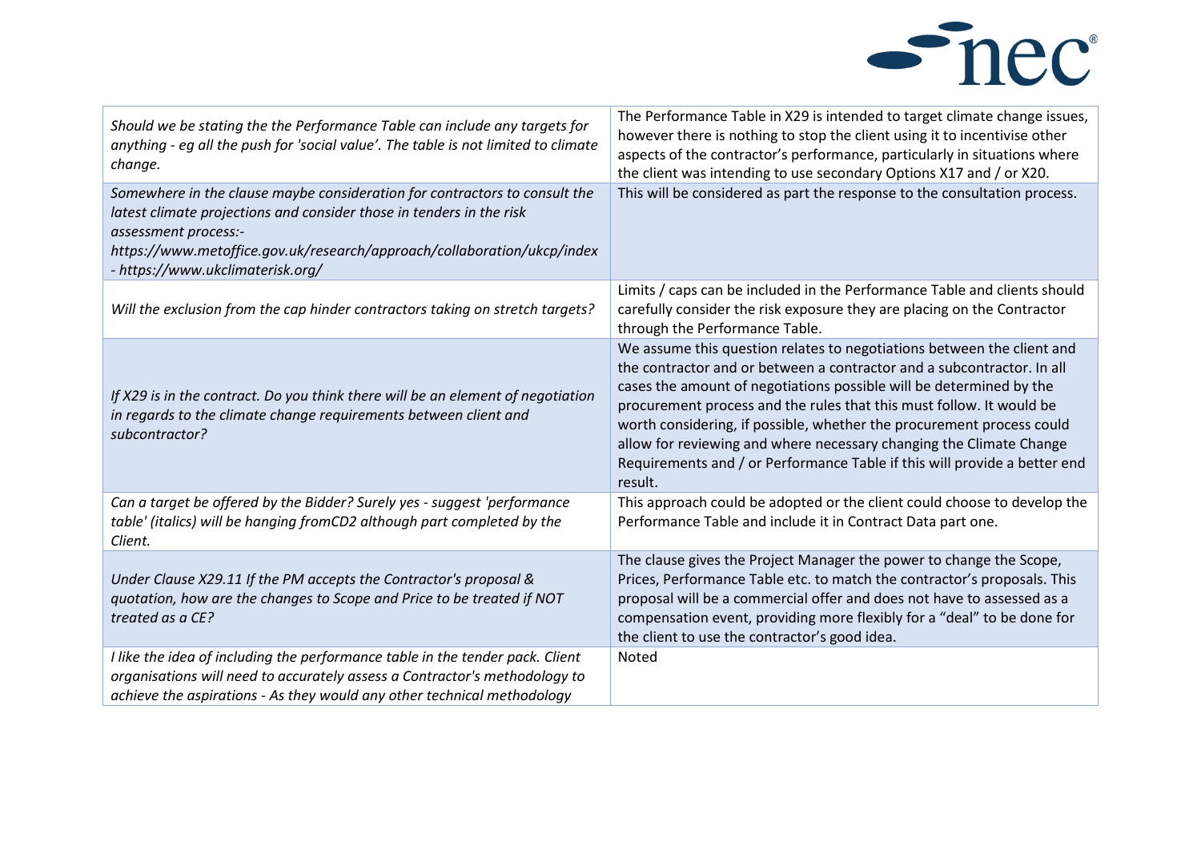| | |
|---|---|
| *Should we be stating the the Performance Table can include any targets for anything - eg all the push for 'social value'. The table is not limited to climate change.* | The Performance Table in X29 is intended to target climate change issues, however there is nothing to stop the client using it to incentivise other aspects of the contractor's performance, particularly in situations where the client was intending to use secondary Options X17 and / or X20. |
| *Somewhere in the clause maybe consideration for contractors to consult the latest climate projections and consider those in tenders in the risk assessment process:- https://www.metoffice.gov.uk/research/approach/collaboration/ukcp/index - https://www.ukclimaterisk.org/* | This will be considered as part the response to the consultation process. |
| *Will the exclusion from the cap hinder contractors taking on stretch targets?* | Limits / caps can be included in the Performance Table and clients should carefully consider the risk exposure they are placing on the Contractor through the Performance Table. |
| *If X29 is in the contract. Do you think there will be an element of negotiation in regards to the climate change requirements between client and subcontractor?* | We assume this question relates to negotiations between the client and the contractor and or between a contractor and a subcontractor. In all cases the amount of negotiations possible will be determined by the procurement process and the rules that this must follow. It would be worth considering, if possible, whether the procurement process could allow for reviewing and where necessary changing the Climate Change Requirements and / or Performance Table if this will provide a better end result. |
| *Can a target be offered by the Bidder? Surely yes - suggest 'performance table' (italics) will be hanging fromCD2 although part completed by the Client.* | This approach could be adopted or the client could choose to develop the Performance Table and include it in Contract Data part one. |
| *Under Clause X29.11 If the PM accepts the Contractor's proposal & quotation, how are the changes to Scope and Price to be treated if NOT treated as a CE?* | The clause gives the Project Manager the power to change the Scope, Prices, Performance Table etc. to match the contractor's proposals. This proposal will be a commercial offer and does not have to assessed as a compensation event, providing more flexibly for a "deal" to be done for the client to use the contractor's good idea. |
| *I like the idea of including the performance table in the tender pack. Client organisations will need to accurately assess a Contractor's methodology to achieve the aspirations - As they would any other technical methodology* | Noted |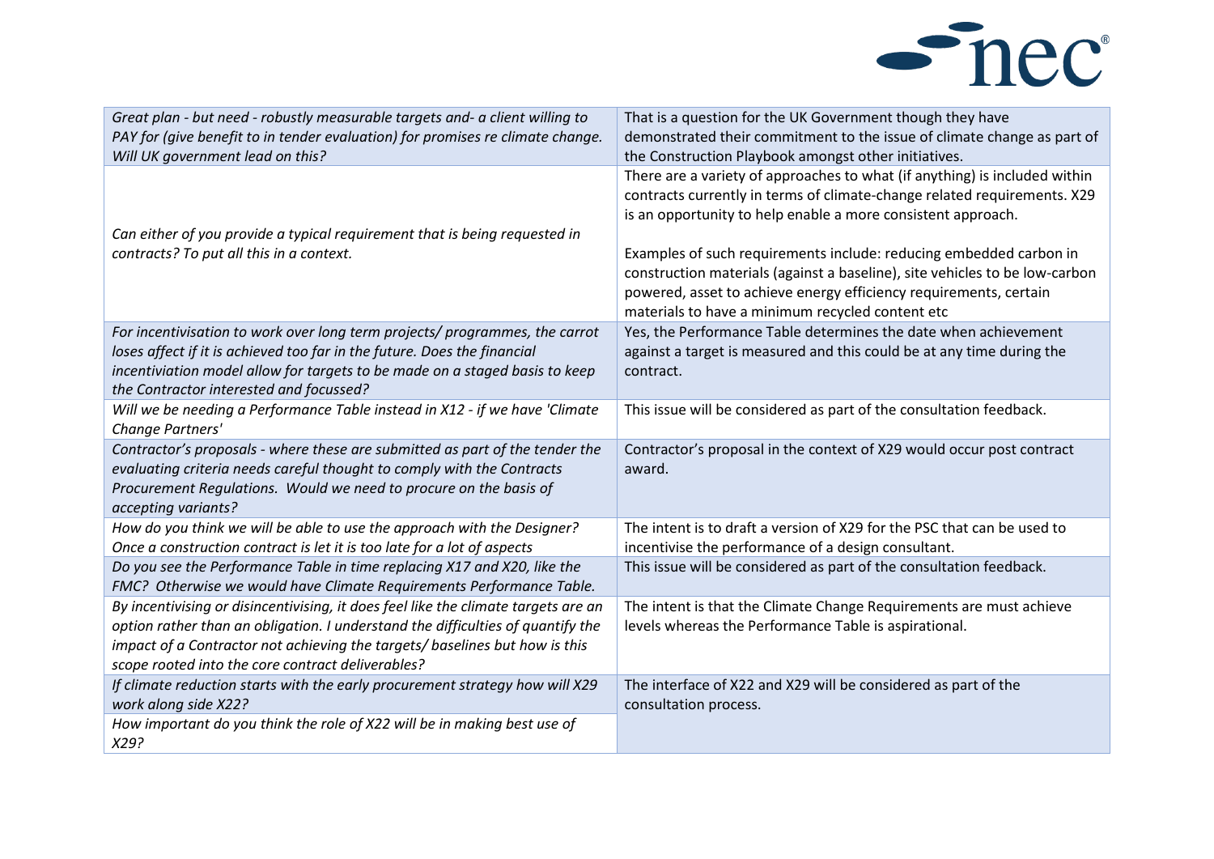| | |
|---|---|
| *Great plan - but need - robustly measurable targets and- a client willing to PAY for (give benefit to in tender evaluation) for promises re climate change. Will UK government lead on this?* | That is a question for the UK Government though they have demonstrated their commitment to the issue of climate change as part of the Construction Playbook amongst other initiatives. |
| *Can either of you provide a typical requirement that is being requested in contracts? To put all this in a context.* | There are a variety of approaches to what (if anything) is included within contracts currently in terms of climate-change related requirements. X29 is an opportunity to help enable a more consistent approach.<br><br>Examples of such requirements include: reducing embedded carbon in construction materials (against a baseline), site vehicles to be low-carbon powered, asset to achieve energy efficiency requirements, certain materials to have a minimum recycled content etc |
| *For incentivisation to work over long term projects/ programmes, the carrot loses affect if it is achieved too far in the future. Does the financial incentiviation model allow for targets to be made on a staged basis to keep the Contractor interested and focussed?* | Yes, the Performance Table determines the date when achievement against a target is measured and this could be at any time during the contract. |
| *Will we be needing a Performance Table instead in X12 - if we have 'Climate Change Partners'* | This issue will be considered as part of the consultation feedback. |
| *Contractor's proposals - where these are submitted as part of the tender the evaluating criteria needs careful thought to comply with the Contracts Procurement Regulations. Would we need to procure on the basis of accepting variants?* | Contractor's proposal in the context of X29 would occur post contract award. |
| *How do you think we will be able to use the approach with the Designer? Once a construction contract is let it is too late for a lot of aspects* | The intent is to draft a version of X29 for the PSC that can be used to incentivise the performance of a design consultant. |
| *Do you see the Performance Table in time replacing X17 and X20, like the FMC? Otherwise we would have Climate Requirements Performance Table.* | This issue will be considered as part of the consultation feedback. |
| *By incentivising or disincentivising, it does feel like the climate targets are an option rather than an obligation. I understand the difficulties of quantify the impact of a Contractor not achieving the targets/ baselines but how is this scope rooted into the core contract deliverables?* | The intent is that the Climate Change Requirements are must achieve levels whereas the Performance Table is aspirational. |
| *If climate reduction starts with the early procurement strategy how will X29 work along side X22?*<br><br>*How important do you think the role of X22 will be in making best use of X29?* | The interface of X22 and X29 will be considered as part of the consultation process. |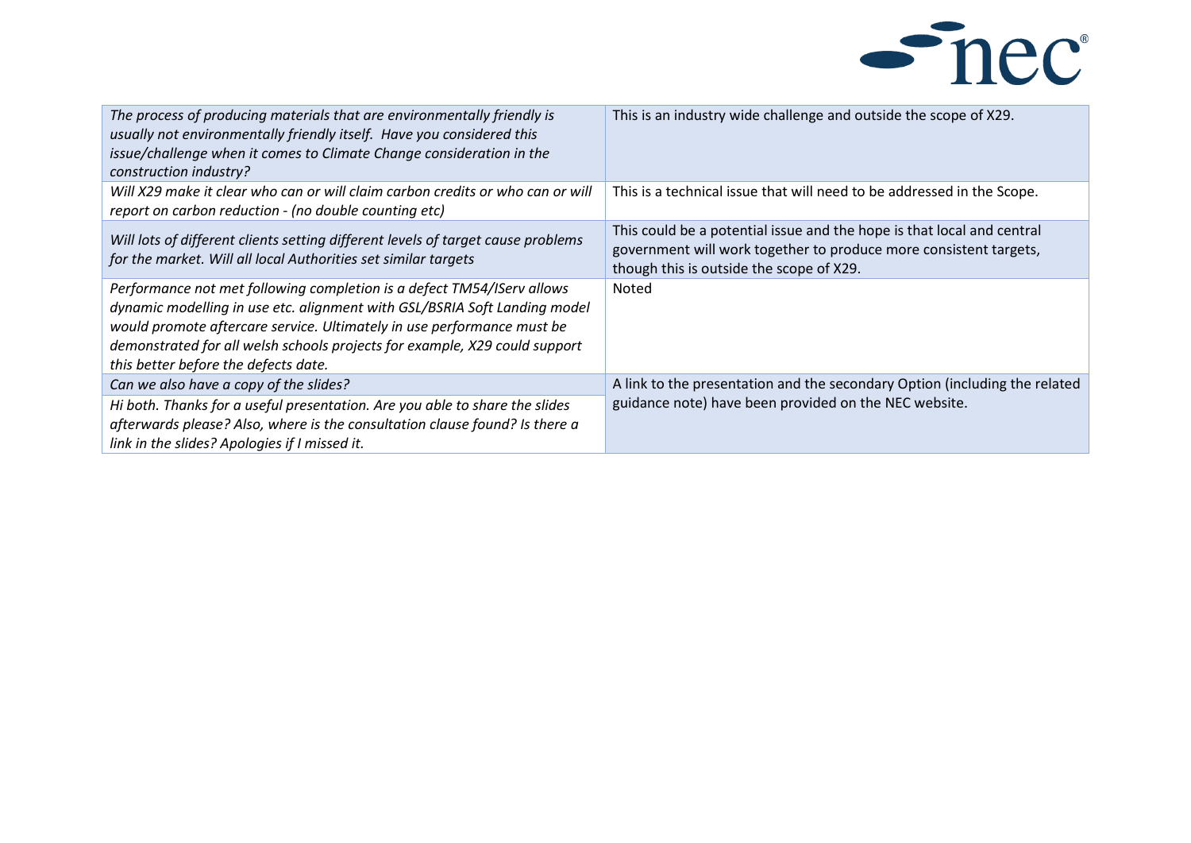| | |
|---|---|
| *The process of producing materials that are environmentally friendly is usually not environmentally friendly itself. Have you considered this issue/challenge when it comes to Climate Change consideration in the construction industry?* | This is an industry wide challenge and outside the scope of X29. |
| *Will X29 make it clear who can or will claim carbon credits or who can or will report on carbon reduction - (no double counting etc)* | This is a technical issue that will need to be addressed in the Scope. |
| *Will lots of different clients setting different levels of target cause problems for the market. Will all local Authorities set similar targets* | This could be a potential issue and the hope is that local and central government will work together to produce more consistent targets, though this is outside the scope of X29. |
| *Performance not met following completion is a defect TM54/IServ allows dynamic modelling in use etc. alignment with GSL/BSRIA Soft Landing model would promote aftercare service. Ultimately in use performance must be demonstrated for all welsh schools projects for example, X29 could support this better before the defects date.* | Noted |
| *Can we also have a copy of the slides?* | A link to the presentation and the secondary Option (including the related guidance note) have been provided on the NEC website. |
| *Hi both. Thanks for a useful presentation. Are you able to share the slides afterwards please? Also, where is the consultation clause found? Is there a link in the slides? Apologies if I missed it.* | |